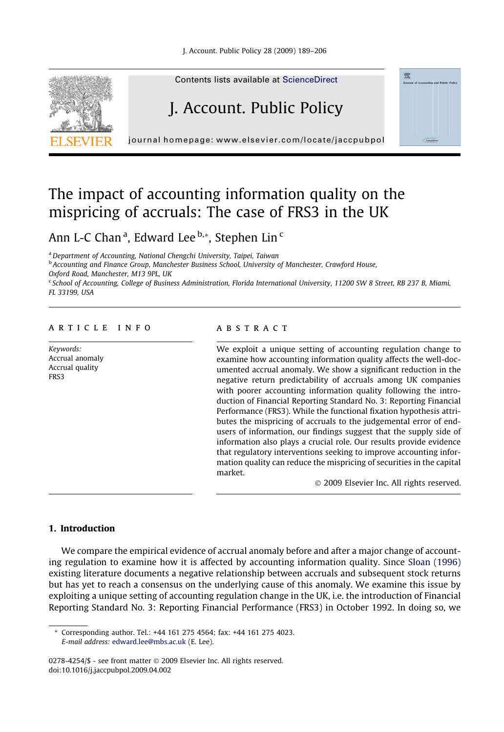# The impact of accounting information quality on the mispricing of accruals: The case of FRS3 in the UK

Ann L-C Chan [a], Edward Lee [b,*], Stephen Lin [c]

[a] *Department of Accounting, National Chengchi University, Taipei, Taiwan*

[b] *Accounting and Finance Group, Manchester Business School, University of Manchester, Crawford House, Oxford Road, Manchester, M13 9PL, UK*

[c] *School of Accounting, College of Business Administration, Florida International University, 11200 SW 8 Street, RB 237 B, Miami, FL 33199, USA*

## ARTICLE INFO

*Keywords:*
Accrual anomaly
Accrual quality
FRS3

## ABSTRACT

We exploit a unique setting of accounting regulation change to examine how accounting information quality affects the well-documented accrual anomaly. We show a significant reduction in the negative return predictability of accruals among UK companies with poorer accounting information quality following the introduction of Financial Reporting Standard No. 3: Reporting Financial Performance (FRS3). While the functional fixation hypothesis attributes the mispricing of accruals to the judgemental error of end-users of information, our findings suggest that the supply side of information also plays a crucial role. Our results provide evidence that regulatory interventions seeking to improve accounting information quality can reduce the mispricing of securities in the capital market.

© 2009 Elsevier Inc. All rights reserved.

## 1. Introduction

We compare the empirical evidence of accrual anomaly before and after a major change of accounting regulation to examine how it is affected by accounting information quality. Since Sloan (1996) existing literature documents a negative relationship between accruals and subsequent stock returns but has yet to reach a consensus on the underlying cause of this anomaly. We examine this issue by exploiting a unique setting of accounting regulation change in the UK, i.e. the introduction of Financial Reporting Standard No. 3: Reporting Financial Performance (FRS3) in October 1992. In doing so, we

---

\* Corresponding author. Tel.: +44 161 275 4564; fax: +44 161 275 4023.
*E-mail address:* edward.lee@mbs.ac.uk (E. Lee).

0278-4254/$ - see front matter © 2009 Elsevier Inc. All rights reserved.
doi:10.1016/j.jaccpubpol.2009.04.002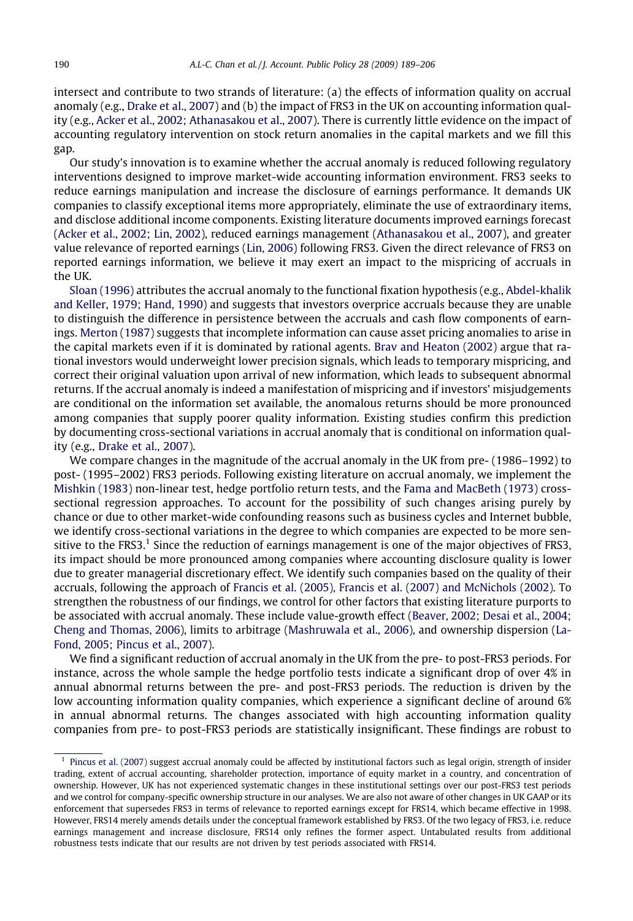intersect and contribute to two strands of literature: (a) the effects of information quality on accrual anomaly (e.g., Drake et al., 2007) and (b) the impact of FRS3 in the UK on accounting information quality (e.g., Acker et al., 2002; Athanasakou et al., 2007). There is currently little evidence on the impact of accounting regulatory intervention on stock return anomalies in the capital markets and we fill this gap.

Our study's innovation is to examine whether the accrual anomaly is reduced following regulatory interventions designed to improve market-wide accounting information environment. FRS3 seeks to reduce earnings manipulation and increase the disclosure of earnings performance. It demands UK companies to classify exceptional items more appropriately, eliminate the use of extraordinary items, and disclose additional income components. Existing literature documents improved earnings forecast (Acker et al., 2002; Lin, 2002), reduced earnings management (Athanasakou et al., 2007), and greater value relevance of reported earnings (Lin, 2006) following FRS3. Given the direct relevance of FRS3 on reported earnings information, we believe it may exert an impact to the mispricing of accruals in the UK.

Sloan (1996) attributes the accrual anomaly to the functional fixation hypothesis (e.g., Abdel-khalik and Keller, 1979; Hand, 1990) and suggests that investors overprice accruals because they are unable to distinguish the difference in persistence between the accruals and cash flow components of earnings. Merton (1987) suggests that incomplete information can cause asset pricing anomalies to arise in the capital markets even if it is dominated by rational agents. Brav and Heaton (2002) argue that rational investors would underweight lower precision signals, which leads to temporary mispricing, and correct their original valuation upon arrival of new information, which leads to subsequent abnormal returns. If the accrual anomaly is indeed a manifestation of mispricing and if investors' misjudgements are conditional on the information set available, the anomalous returns should be more pronounced among companies that supply poorer quality information. Existing studies confirm this prediction by documenting cross-sectional variations in accrual anomaly that is conditional on information quality (e.g., Drake et al., 2007).

We compare changes in the magnitude of the accrual anomaly in the UK from pre- (1986–1992) to post- (1995–2002) FRS3 periods. Following existing literature on accrual anomaly, we implement the Mishkin (1983) non-linear test, hedge portfolio return tests, and the Fama and MacBeth (1973) cross-sectional regression approaches. To account for the possibility of such changes arising purely by chance or due to other market-wide confounding reasons such as business cycles and Internet bubble, we identify cross-sectional variations in the degree to which companies are expected to be more sensitive to the FRS3.[1] Since the reduction of earnings management is one of the major objectives of FRS3, its impact should be more pronounced among companies where accounting disclosure quality is lower due to greater managerial discretionary effect. We identify such companies based on the quality of their accruals, following the approach of Francis et al. (2005), Francis et al. (2007) and McNichols (2002). To strengthen the robustness of our findings, we control for other factors that existing literature purports to be associated with accrual anomaly. These include value-growth effect (Beaver, 2002; Desai et al., 2004; Cheng and Thomas, 2006), limits to arbitrage (Mashruwala et al., 2006), and ownership dispersion (LaFond, 2005; Pincus et al., 2007).

We find a significant reduction of accrual anomaly in the UK from the pre- to post-FRS3 periods. For instance, across the whole sample the hedge portfolio tests indicate a significant drop of over 4% in annual abnormal returns between the pre- and post-FRS3 periods. The reduction is driven by the low accounting information quality companies, which experience a significant decline of around 6% in annual abnormal returns. The changes associated with high accounting information quality companies from pre- to post-FRS3 periods are statistically insignificant. These findings are robust to

---

[1] Pincus et al. (2007) suggest accrual anomaly could be affected by institutional factors such as legal origin, strength of insider trading, extent of accrual accounting, shareholder protection, importance of equity market in a country, and concentration of ownership. However, UK has not experienced systematic changes in these institutional settings over our post-FRS3 test periods and we control for company-specific ownership structure in our analyses. We are also not aware of other changes in UK GAAP or its enforcement that supersedes FRS3 in terms of relevance to reported earnings except for FRS14, which became effective in 1998. However, FRS14 merely amends details under the conceptual framework established by FRS3. Of the two legacy of FRS3, i.e. reduce earnings management and increase disclosure, FRS14 only refines the former aspect. Untabulated results from additional robustness tests indicate that our results are not driven by test periods associated with FRS14.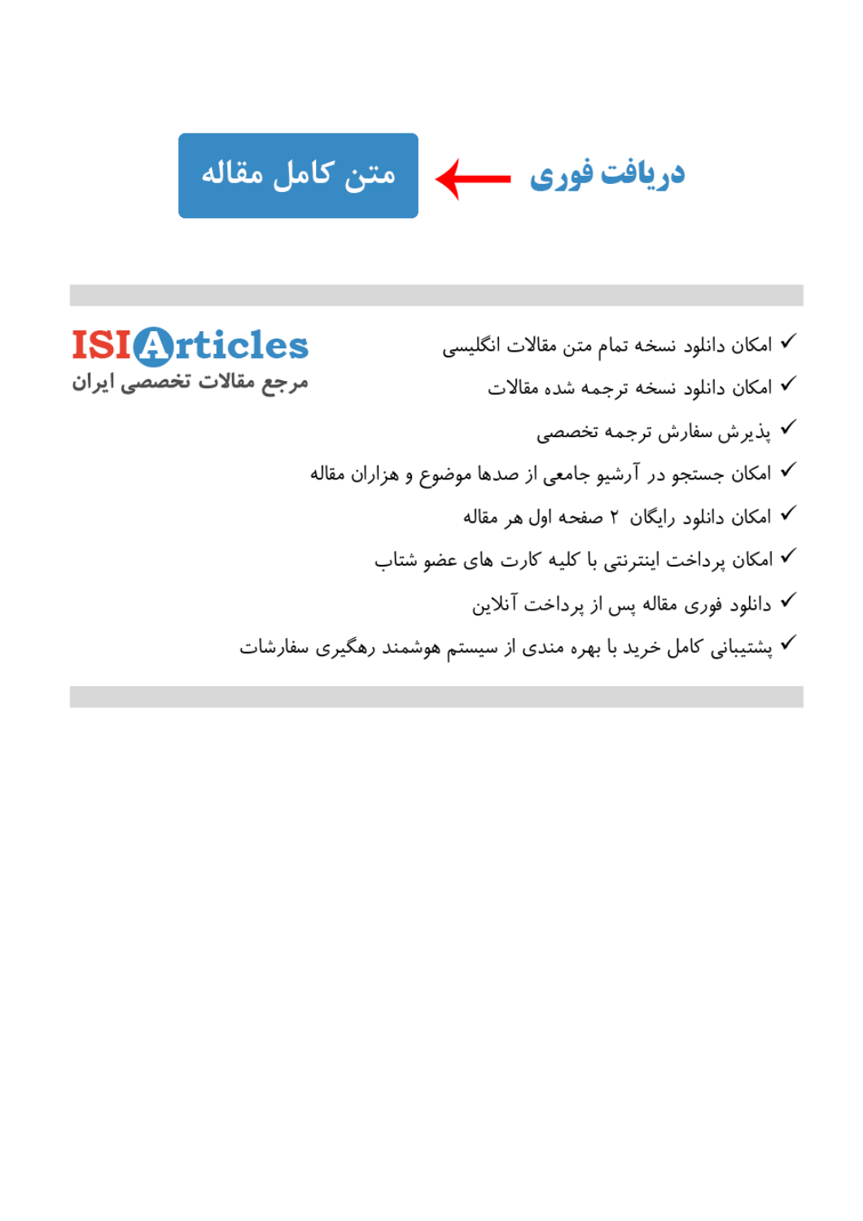دریافت فوری ← متن کامل مقاله

**ISIArticles**
مرجع مقالات تخصصی ایران

- ✓ امکان دانلود نسخه تمام متن مقالات انگلیسی
- ✓ امکان دانلود نسخه ترجمه شده مقالات
- ✓ پذیرش سفارش ترجمه تخصصی
- ✓ امکان جستجو در آرشیو جامعی از صدها موضوع و هزاران مقاله
- ✓ امکان دانلود رایگان ۲ صفحه اول هر مقاله
- ✓ امکان پرداخت اینترنتی با کلیه کارت های عضو شتاب
- ✓ دانلود فوری مقاله پس از پرداخت آنلاین
- ✓ پشتیبانی کامل خرید با بهره مندی از سیستم هوشمند رهگیری سفارشات